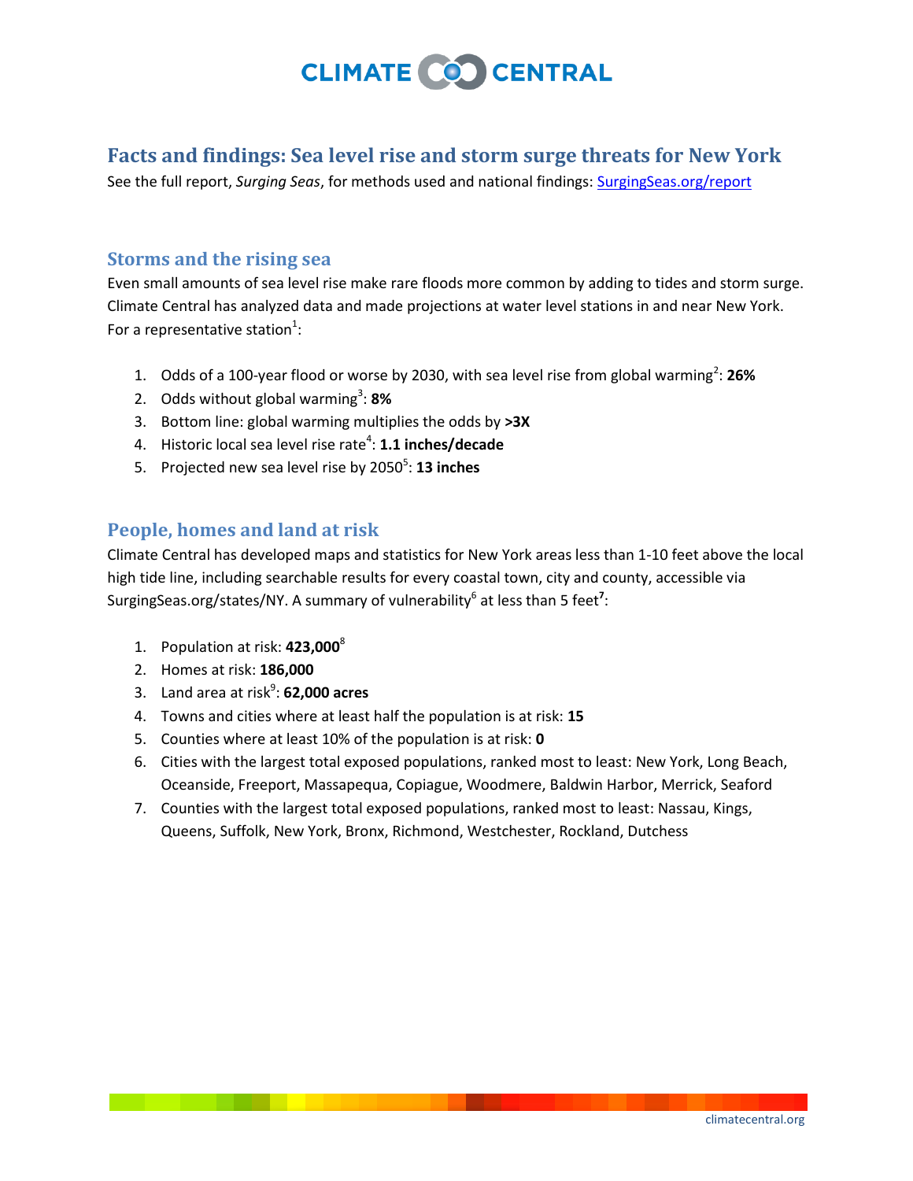# Facts and findings: Sea level rise and storm surge threats for New York

See the full report, *Surging Seas*, for methods used and national findings: SurgingSeas.org/report

## Storms and the rising sea

Even small amounts of sea level rise make rare floods more common by adding to tides and storm surge. Climate Central has analyzed data and made projections at water level stations in and near New York. For a representative station[1]:

1. Odds of a 100-year flood or worse by 2030, with sea level rise from global warming[2]: **26%**
2. Odds without global warming[3]: **8%**
3. Bottom line: global warming multiplies the odds by **>3X**
4. Historic local sea level rise rate[4]: **1.1 inches/decade**
5. Projected new sea level rise by 2050[5]: **13 inches**

## People, homes and land at risk

Climate Central has developed maps and statistics for New York areas less than 1-10 feet above the local high tide line, including searchable results for every coastal town, city and county, accessible via SurgingSeas.org/states/NY. A summary of vulnerability[6] at less than 5 feet[7]:

1. Population at risk: **423,000**[8]
2. Homes at risk: **186,000**
3. Land area at risk[9]: **62,000 acres**
4. Towns and cities where at least half the population is at risk: **15**
5. Counties where at least 10% of the population is at risk: **0**
6. Cities with the largest total exposed populations, ranked most to least: New York, Long Beach, Oceanside, Freeport, Massapequa, Copiague, Woodmere, Baldwin Harbor, Merrick, Seaford
7. Counties with the largest total exposed populations, ranked most to least: Nassau, Kings, Queens, Suffolk, New York, Bronx, Richmond, Westchester, Rockland, Dutchess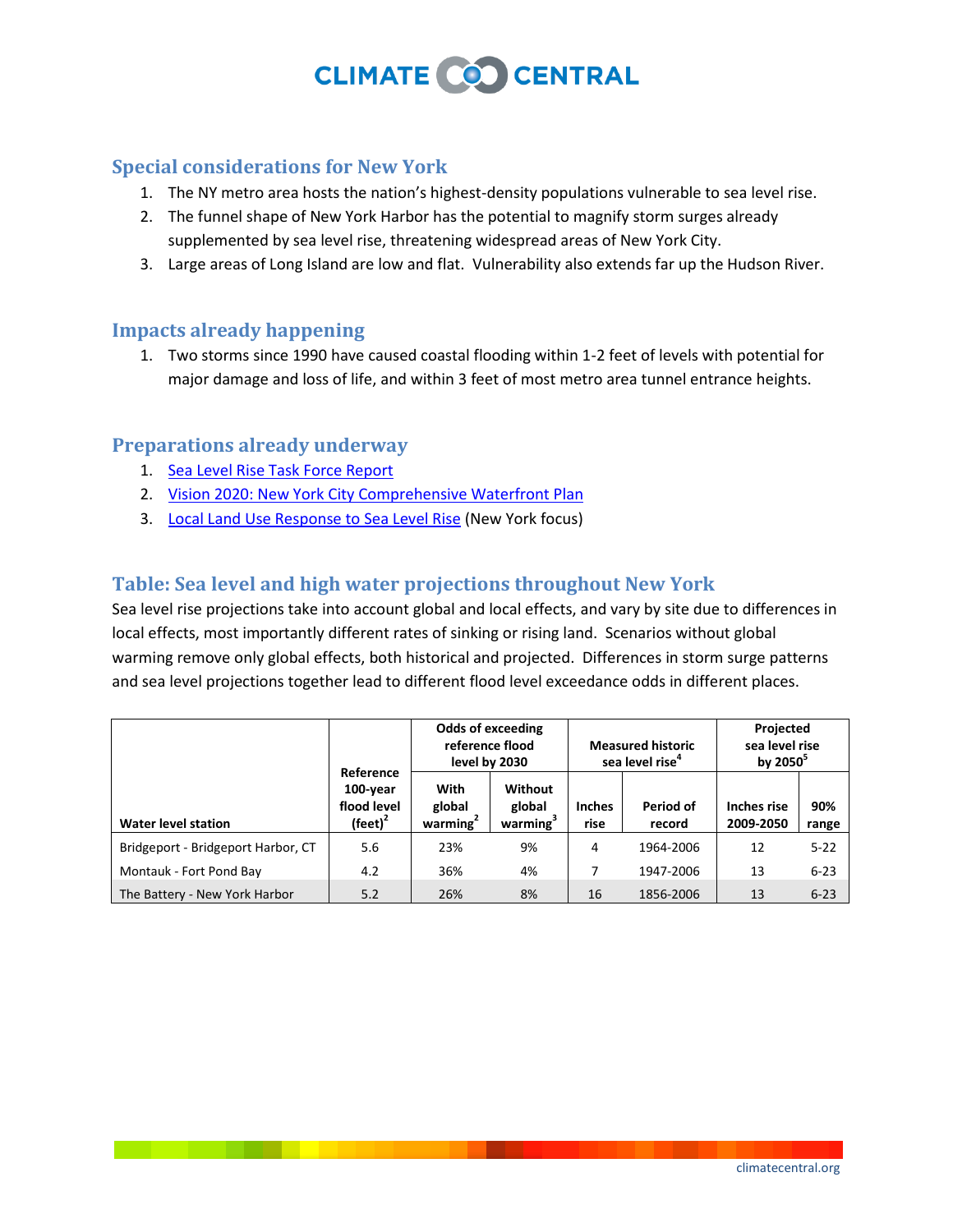## Special considerations for New York

1. The NY metro area hosts the nation's highest-density populations vulnerable to sea level rise.
2. The funnel shape of New York Harbor has the potential to magnify storm surges already supplemented by sea level rise, threatening widespread areas of New York City.
3. Large areas of Long Island are low and flat. Vulnerability also extends far up the Hudson River.

## Impacts already happening

1. Two storms since 1990 have caused coastal flooding within 1-2 feet of levels with potential for major damage and loss of life, and within 3 feet of most metro area tunnel entrance heights.

## Preparations already underway

1. Sea Level Rise Task Force Report
2. Vision 2020: New York City Comprehensive Waterfront Plan
3. Local Land Use Response to Sea Level Rise (New York focus)

## Table: Sea level and high water projections throughout New York

Sea level rise projections take into account global and local effects, and vary by site due to differences in local effects, most importantly different rates of sinking or rising land. Scenarios without global warming remove only global effects, both historical and projected. Differences in storm surge patterns and sea level projections together lead to different flood level exceedance odds in different places.

| Water level station | Reference 100-year flood level (feet)[2] | Odds of exceeding reference flood level by 2030 | | Measured historic sea level rise[4] | | Projected sea level rise by 2050[5] | |
|---|---|---|---|---|---|---|---|
| | | With global warming[2] | Without global warming[3] | Inches rise | Period of record | Inches rise 2009-2050 | 90% range |
| Bridgeport - Bridgeport Harbor, CT | 5.6 | 23% | 9% | 4 | 1964-2006 | 12 | 5-22 |
| Montauk - Fort Pond Bay | 4.2 | 36% | 4% | 7 | 1947-2006 | 13 | 6-23 |
| The Battery - New York Harbor | 5.2 | 26% | 8% | 16 | 1856-2006 | 13 | 6-23 |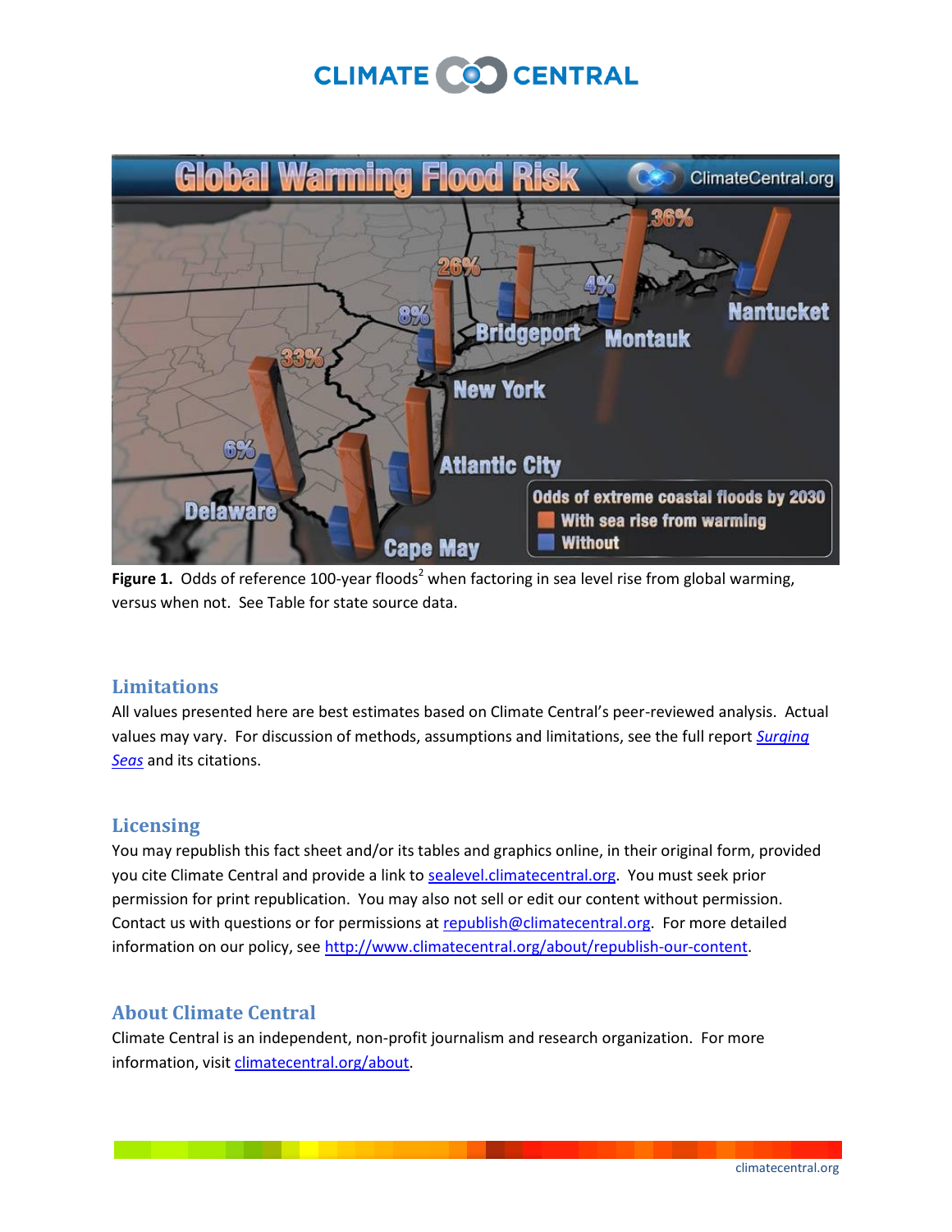**Figure 1.** Odds of reference 100-year floods[2] when factoring in sea level rise from global warming, versus when not. See Table for state source data.

## Limitations

All values presented here are best estimates based on Climate Central's peer-reviewed analysis. Actual values may vary. For discussion of methods, assumptions and limitations, see the full report *Surging Seas* and its citations.

## Licensing

You may republish this fact sheet and/or its tables and graphics online, in their original form, provided you cite Climate Central and provide a link to sealevel.climatecentral.org. You must seek prior permission for print republication. You may also not sell or edit our content without permission. Contact us with questions or for permissions at republish@climatecentral.org. For more detailed information on our policy, see http://www.climatecentral.org/about/republish-our-content.

## About Climate Central

Climate Central is an independent, non-profit journalism and research organization. For more information, visit climatecentral.org/about.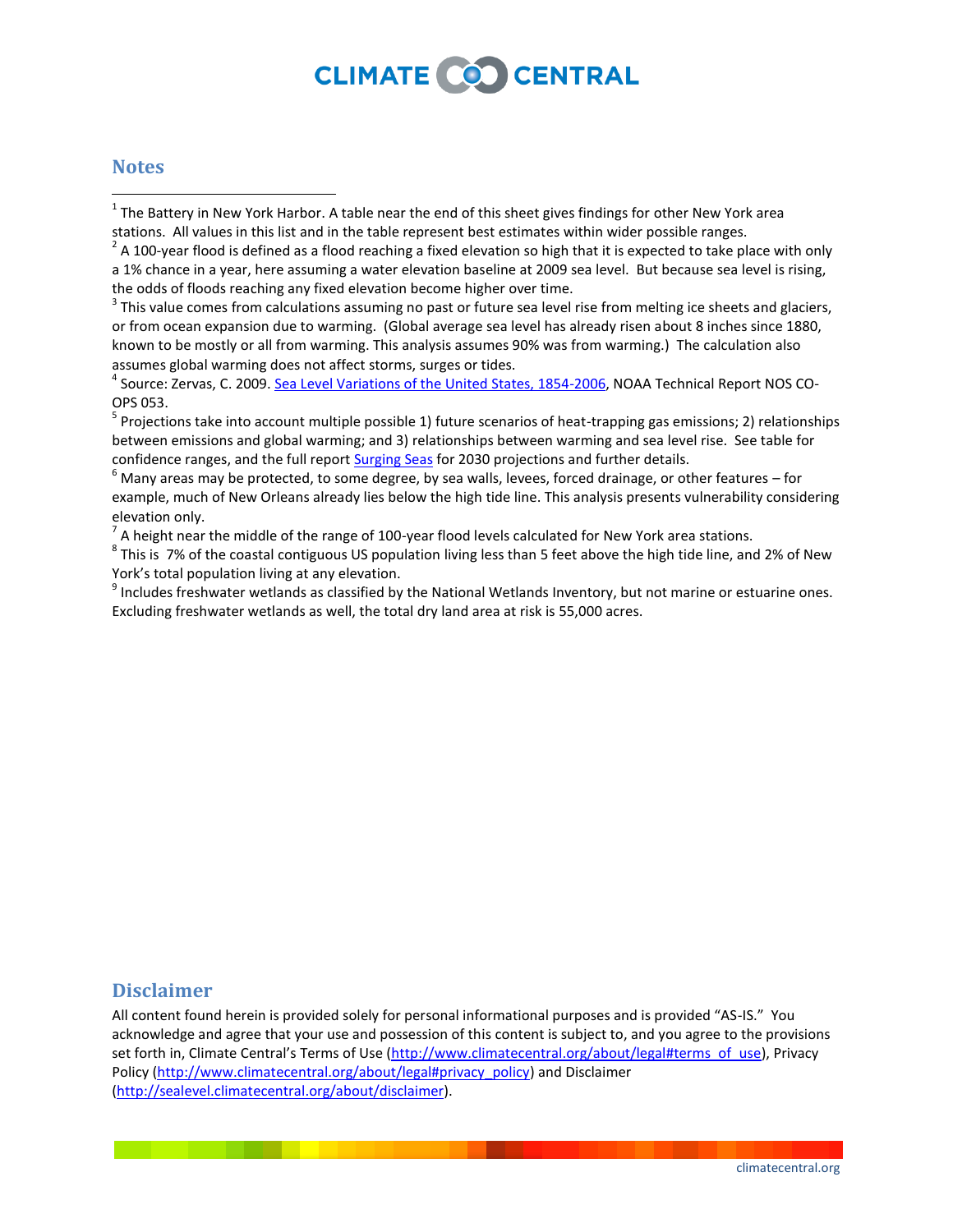## Notes

[1] The Battery in New York Harbor. A table near the end of this sheet gives findings for other New York area stations. All values in this list and in the table represent best estimates within wider possible ranges.

[2] A 100-year flood is defined as a flood reaching a fixed elevation so high that it is expected to take place with only a 1% chance in a year, here assuming a water elevation baseline at 2009 sea level. But because sea level is rising, the odds of floods reaching any fixed elevation become higher over time.

[3] This value comes from calculations assuming no past or future sea level rise from melting ice sheets and glaciers, or from ocean expansion due to warming. (Global average sea level has already risen about 8 inches since 1880, known to be mostly or all from warming. This analysis assumes 90% was from warming.) The calculation also assumes global warming does not affect storms, surges or tides.

[4] Source: Zervas, C. 2009. Sea Level Variations of the United States, 1854-2006, NOAA Technical Report NOS CO-OPS 053.

[5] Projections take into account multiple possible 1) future scenarios of heat-trapping gas emissions; 2) relationships between emissions and global warming; and 3) relationships between warming and sea level rise. See table for confidence ranges, and the full report Surging Seas for 2030 projections and further details.

[6] Many areas may be protected, to some degree, by sea walls, levees, forced drainage, or other features – for example, much of New Orleans already lies below the high tide line. This analysis presents vulnerability considering elevation only.

[7] A height near the middle of the range of 100-year flood levels calculated for New York area stations.

[8] This is 7% of the coastal contiguous US population living less than 5 feet above the high tide line, and 2% of New York's total population living at any elevation.

[9] Includes freshwater wetlands as classified by the National Wetlands Inventory, but not marine or estuarine ones. Excluding freshwater wetlands as well, the total dry land area at risk is 55,000 acres.

## Disclaimer

All content found herein is provided solely for personal informational purposes and is provided "AS-IS." You acknowledge and agree that your use and possession of this content is subject to, and you agree to the provisions set forth in, Climate Central's Terms of Use (http://www.climatecentral.org/about/legal#terms_of_use), Privacy Policy (http://www.climatecentral.org/about/legal#privacy_policy) and Disclaimer (http://sealevel.climatecentral.org/about/disclaimer).